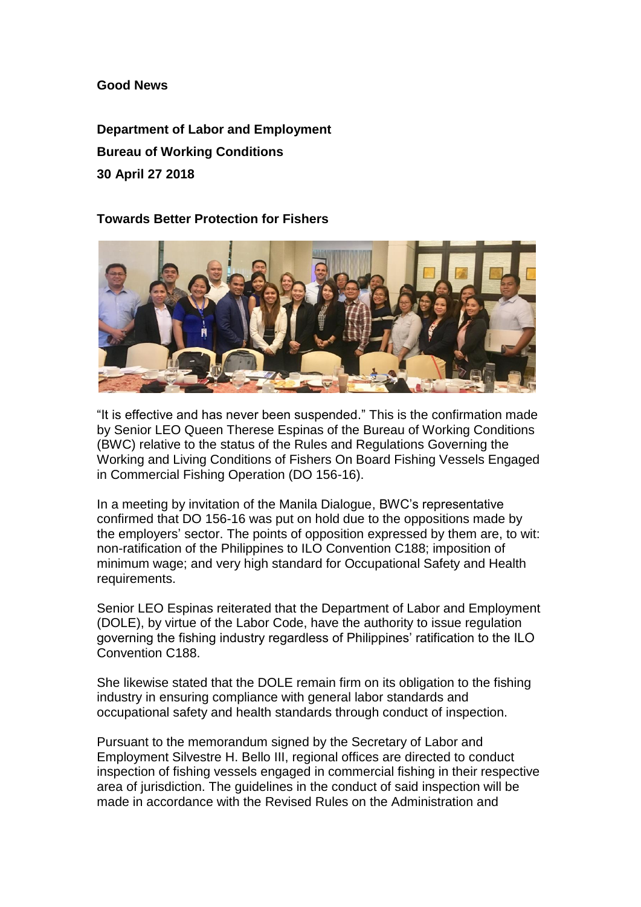**Good News**

**Department of Labor and Employment**
**Bureau of Working Conditions**
**30 April 27 2018**

**Towards Better Protection for Fishers**

"It is effective and has never been suspended." This is the confirmation made by Senior LEO Queen Therese Espinas of the Bureau of Working Conditions (BWC) relative to the status of the Rules and Regulations Governing the Working and Living Conditions of Fishers On Board Fishing Vessels Engaged in Commercial Fishing Operation (DO 156-16).

In a meeting by invitation of the Manila Dialogue, BWC's representative confirmed that DO 156-16 was put on hold due to the oppositions made by the employers' sector. The points of opposition expressed by them are, to wit: non-ratification of the Philippines to ILO Convention C188; imposition of minimum wage; and very high standard for Occupational Safety and Health requirements.

Senior LEO Espinas reiterated that the Department of Labor and Employment (DOLE), by virtue of the Labor Code, have the authority to issue regulation governing the fishing industry regardless of Philippines' ratification to the ILO Convention C188.

She likewise stated that the DOLE remain firm on its obligation to the fishing industry in ensuring compliance with general labor standards and occupational safety and health standards through conduct of inspection.

Pursuant to the memorandum signed by the Secretary of Labor and Employment Silvestre H. Bello III, regional offices are directed to conduct inspection of fishing vessels engaged in commercial fishing in their respective area of jurisdiction. The guidelines in the conduct of said inspection will be made in accordance with the Revised Rules on the Administration and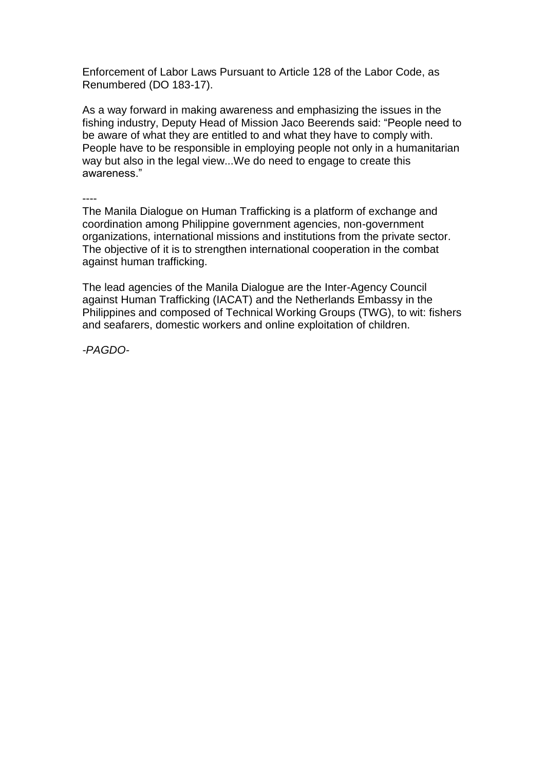Enforcement of Labor Laws Pursuant to Article 128 of the Labor Code, as Renumbered (DO 183-17).

As a way forward in making awareness and emphasizing the issues in the fishing industry, Deputy Head of Mission Jaco Beerends said: "People need to be aware of what they are entitled to and what they have to comply with. People have to be responsible in employing people not only in a humanitarian way but also in the legal view...We do need to engage to create this awareness."

----

The Manila Dialogue on Human Trafficking is a platform of exchange and coordination among Philippine government agencies, non-government organizations, international missions and institutions from the private sector. The objective of it is to strengthen international cooperation in the combat against human trafficking.

The lead agencies of the Manila Dialogue are the Inter-Agency Council against Human Trafficking (IACAT) and the Netherlands Embassy in the Philippines and composed of Technical Working Groups (TWG), to wit: fishers and seafarers, domestic workers and online exploitation of children.

*-PAGDO-*